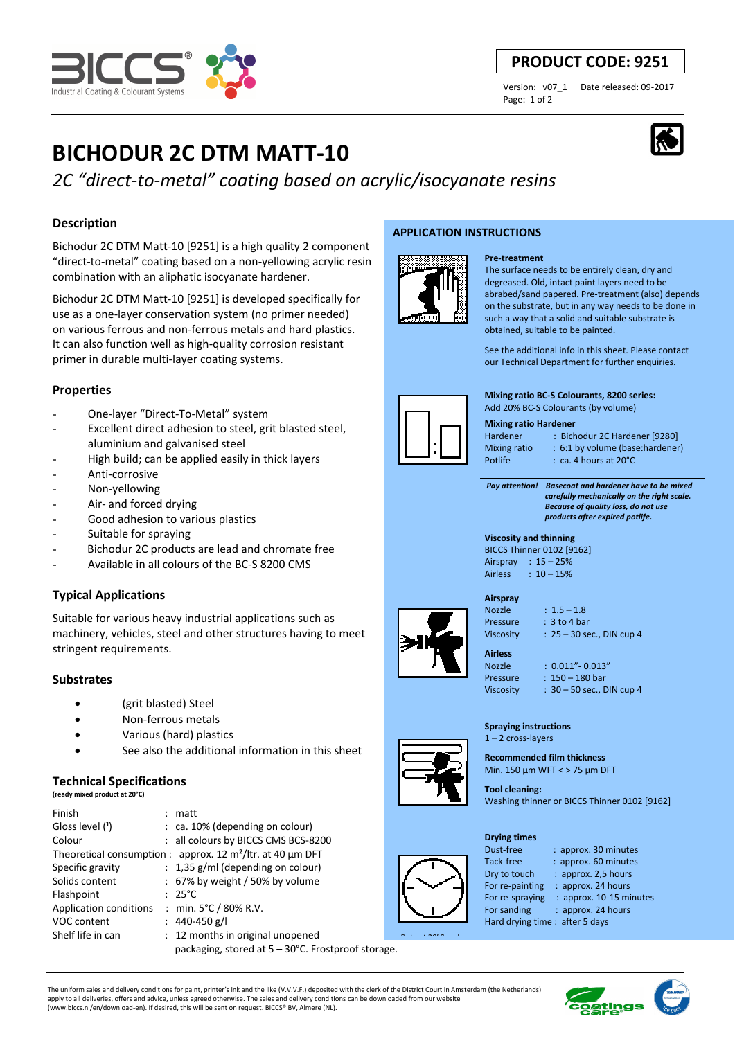**PRODUCT CODE: 9251**

Version: v07_1 Date released: 09-2017

# BICHODUR 2C DTM MATT-10

*2C "direct-to-metal" coating based on acrylic/isocyanate resins*

## Description

Bichodur 2C DTM Matt-10 [9251] is a high quality 2 component "direct-to-metal" coating based on a non-yellowing acrylic resin combination with an aliphatic isocyanate hardener.

Bichodur 2C DTM Matt-10 [9251] is developed specifically for use as a one-layer conservation system (no primer needed) on various ferrous and non-ferrous metals and hard plastics. It can also function well as high-quality corrosion resistant primer in durable multi-layer coating systems.

## Properties

- One-layer "Direct-To-Metal" system
- Excellent direct adhesion to steel, grit blasted steel, aluminium and galvanised steel
- High build; can be applied easily in thick layers
- Anti-corrosive
- Non-yellowing
- Air- and forced drying
- Good adhesion to various plastics
- Suitable for spraying
- Bichodur 2C products are lead and chromate free
- Available in all colours of the BC-S 8200 CMS

## Typical Applications

Suitable for various heavy industrial applications such as machinery, vehicles, steel and other structures having to meet stringent requirements.

## Substrates

- (grit blasted) Steel
- Non-ferrous metals
- Various (hard) plastics
- See also the additional information in this sheet

## Technical Specifications

**(ready mixed product at 20°C)**

| | |
|---|---|
| Finish | : matt |
| Gloss level (¹) | : ca. 10% (depending on colour) |
| Colour | : all colours by BICCS CMS BCS-8200 |
| Theoretical consumption | : approx. 12 m²/ltr. at 40 µm DFT |
| Specific gravity | : 1,35 g/ml (depending on colour) |
| Solids content | : 67% by weight / 50% by volume |
| Flashpoint | : 25°C |
| Application conditions | : min. 5°C / 80% R.V. |
| VOC content | : 440-450 g/l |
| Shelf life in can | : 12 months in original unopened packaging, stored at 5 – 30°C. Frostproof storage. |

## APPLICATION INSTRUCTIONS

**Pre-treatment**

The surface needs to be entirely clean, dry and degreased. Old, intact paint layers need to be abraded/sand papered. Pre-treatment (also) depends on the substrate, but in any way needs to be done in such a way that a solid and suitable substrate is obtained, suitable to be painted.

See the additional info in this sheet. Please contact our Technical Department for further enquiries.

**Mixing ratio BC-S Colourants, 8200 series:**

Add 20% BC-S Colourants (by volume)

**Mixing ratio Hardener**

| | |
|---|---|
| Hardener | : Bichodur 2C Hardener [9280] |
| Mixing ratio | : 6:1 by volume (base:hardener) |
| Potlife | : ca. 4 hours at 20°C |

***Pay attention!*** ***Basecoat and hardener have to be mixed carefully mechanically on the right scale. Because of quality loss, do not use products after expired potlife.***

**Viscosity and thinning**

BICCS Thinner 0102 [9162]

| | |
|---|---|
| Airspray | : 15 – 25% |
| Airless | : 10 – 15% |

**Airspray**

| | |
|---|---|
| Nozzle | : 1.5 – 1.8 |
| Pressure | : 3 to 4 bar |
| Viscosity | : 25 – 30 sec., DIN cup 4 |

**Airless**

| | |
|---|---|
| Nozzle | : 0.011"- 0.013" |
| Pressure | : 150 – 180 bar |
| Viscosity | : 30 – 50 sec., DIN cup 4 |

**Spraying instructions**

1 – 2 cross-layers

**Recommended film thickness**

Min. 150 µm WFT < > 75 µm DFT

**Tool cleaning:**

Washing thinner or BICCS Thinner 0102 [9162]

**Drying times**

| | |
|---|---|
| Dust-free | : approx. 30 minutes |
| Tack-free | : approx. 60 minutes |
| Dry to touch | : approx. 2,5 hours |
| For re-painting | : approx. 24 hours |
| For re-spraying | : approx. 10-15 minutes |
| For sanding | : approx. 24 hours |
| Hard drying time | : after 5 days |

The uniform sales and delivery conditions for paint, printer's ink and the like (V.V.V.F.) deposited with the clerk of the District Court in Amsterdam (the Netherlands) apply to all deliveries, offers and advice, unless agreed otherwise. The sales and delivery conditions can be downloaded from our website (www.biccs.nl/en/download-en). If desired, this will be sent on request. BICCS® BV, Almere (NL).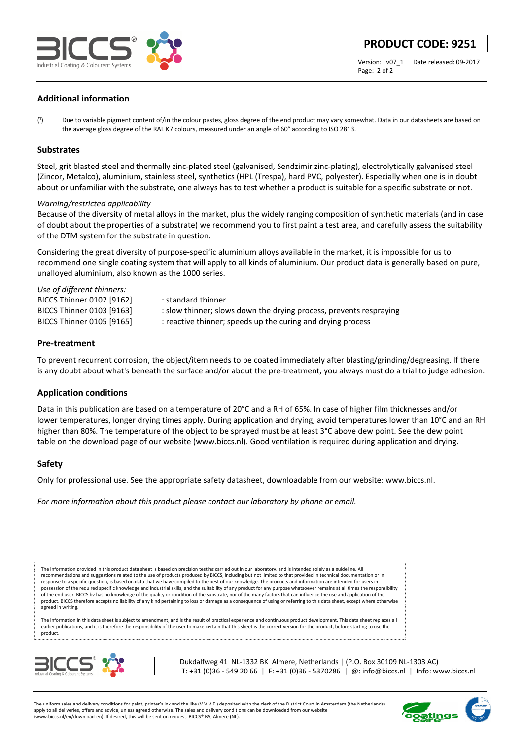## Additional information

([1]) Due to variable pigment content of/in the colour pastes, gloss degree of the end product may vary somewhat. Data in our datasheets are based on the average gloss degree of the RAL K7 colours, measured under an angle of 60° according to ISO 2813.

## Substrates

Steel, grit blasted steel and thermally zinc-plated steel (galvanised, Sendzimir zinc-plating), electrolytically galvanised steel (Zincor, Metalco), aluminium, stainless steel, synthetics (HPL (Trespa), hard PVC, polyester). Especially when one is in doubt about or unfamiliar with the substrate, one always has to test whether a product is suitable for a specific substrate or not.

*Warning/restricted applicability*
Because of the diversity of metal alloys in the market, plus the widely ranging composition of synthetic materials (and in case of doubt about the properties of a substrate) we recommend you to first paint a test area, and carefully assess the suitability of the DTM system for the substrate in question.

Considering the great diversity of purpose-specific aluminium alloys available in the market, it is impossible for us to recommend one single coating system that will apply to all kinds of aluminium. Our product data is generally based on pure, unalloyed aluminium, also known as the 1000 series.

*Use of different thinners:*

| | |
|---|---|
| BICCS Thinner 0102 [9162] | : standard thinner |
| BICCS Thinner 0103 [9163] | : slow thinner; slows down the drying process, prevents respraying |
| BICCS Thinner 0105 [9165] | : reactive thinner; speeds up the curing and drying process |

## Pre-treatment

To prevent recurrent corrosion, the object/item needs to be coated immediately after blasting/grinding/degreasing. If there is any doubt about what's beneath the surface and/or about the pre-treatment, you always must do a trial to judge adhesion.

## Application conditions

Data in this publication are based on a temperature of 20°C and a RH of 65%. In case of higher film thicknesses and/or lower temperatures, longer drying times apply. During application and drying, avoid temperatures lower than 10°C and an RH higher than 80%. The temperature of the object to be sprayed must be at least 3°C above dew point. See the dew point table on the download page of our website (www.biccs.nl). Good ventilation is required during application and drying.

## Safety

Only for professional use. See the appropriate safety datasheet, downloadable from our website: www.biccs.nl.

*For more information about this product please contact our laboratory by phone or email.*

The information provided in this product data sheet is based on precision testing carried out in our laboratory, and is intended solely as a guideline. All recommendations and suggestions related to the use of products produced by BICCS, including but not limited to that provided in technical documentation or in response to a specific question, is based on data that we have compiled to the best of our knowledge. The products and information are intended for users in possession of the required specific knowledge and industrial skills, and the suitability of any product for any purpose whatsoever remains at all times the responsibility of the end user. BICCS bv has no knowledge of the quality or condition of the substrate, nor of the many factors that can influence the use and application of the product. BICCS therefore accepts no liability of any kind pertaining to loss or damage as a consequence of using or referring to this data sheet, except where otherwise agreed in writing.

The information in this data sheet is subject to amendment, and is the result of practical experience and continuous product development. This data sheet replaces all earlier publications, and it is therefore the responsibility of the user to make certain that this sheet is the correct version for the product, before starting to use the product.

Dukdalfweg 41 NL-1332 BK Almere, Netherlands | (P.O. Box 30109 NL-1303 AC)
T: +31 (0)36 - 549 20 66 | F: +31 (0)36 - 5370286 | @: info@biccs.nl | Info: www.biccs.nl

The uniform sales and delivery conditions for paint, printer's ink and the like (V.V.V.F.) deposited with the clerk of the District Court in Amsterdam (the Netherlands) apply to all deliveries, offers and advice, unless agreed otherwise. The sales and delivery conditions can be downloaded from our website (www.biccs.nl/en/download-en). If desired, this will be sent on request. BICCS® BV, Almere (NL).